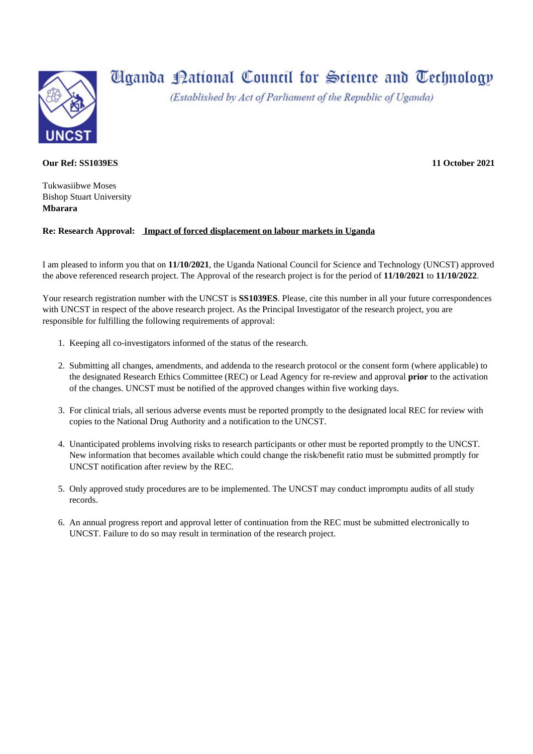# Uganda National Council for Science and Technology

*(Established by Act of Parliament of the Republic of Uganda)*

UNCST

**Our Ref: SS1039ES** **11 October 2021**

Tukwasiibwe Moses
Bishop Stuart University
**Mbarara**

**Re: Research Approval: Impact of forced displacement on labour markets in Uganda**

I am pleased to inform you that on **11/10/2021**, the Uganda National Council for Science and Technology (UNCST) approved the above referenced research project. The Approval of the research project is for the period of **11/10/2021** to **11/10/2022**.

Your research registration number with the UNCST is **SS1039ES**. Please, cite this number in all your future correspondences with UNCST in respect of the above research project. As the Principal Investigator of the research project, you are responsible for fulfilling the following requirements of approval:

1. Keeping all co-investigators informed of the status of the research.
2. Submitting all changes, amendments, and addenda to the research protocol or the consent form (where applicable) to the designated Research Ethics Committee (REC) or Lead Agency for re-review and approval **prior** to the activation of the changes. UNCST must be notified of the approved changes within five working days.
3. For clinical trials, all serious adverse events must be reported promptly to the designated local REC for review with copies to the National Drug Authority and a notification to the UNCST.
4. Unanticipated problems involving risks to research participants or other must be reported promptly to the UNCST. New information that becomes available which could change the risk/benefit ratio must be submitted promptly for UNCST notification after review by the REC.
5. Only approved study procedures are to be implemented. The UNCST may conduct impromptu audits of all study records.
6. An annual progress report and approval letter of continuation from the REC must be submitted electronically to UNCST. Failure to do so may result in termination of the research project.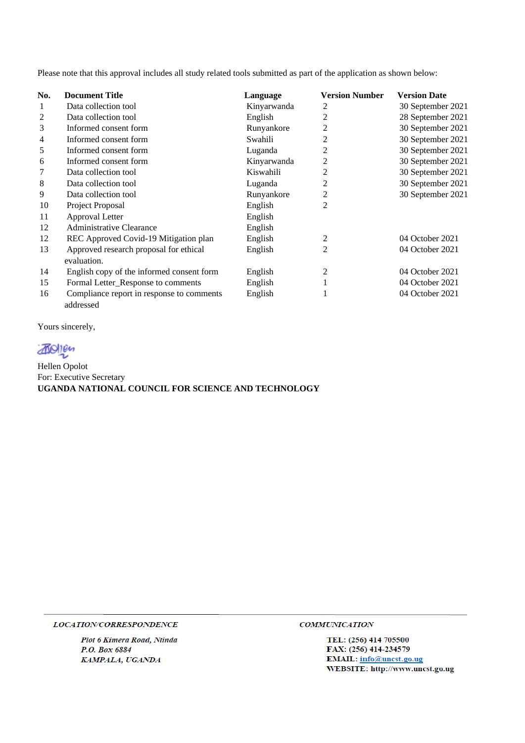Please note that this approval includes all study related tools submitted as part of the application as shown below:

| No. | Document Title | Language | Version Number | Version Date |
|---|---|---|---|---|
| 1 | Data collection tool | Kinyarwanda | 2 | 30 September 2021 |
| 2 | Data collection tool | English | 2 | 28 September 2021 |
| 3 | Informed consent form | Runyankore | 2 | 30 September 2021 |
| 4 | Informed consent form | Swahili | 2 | 30 September 2021 |
| 5 | Informed consent form | Luganda | 2 | 30 September 2021 |
| 6 | Informed consent form | Kinyarwanda | 2 | 30 September 2021 |
| 7 | Data collection tool | Kiswahili | 2 | 30 September 2021 |
| 8 | Data collection tool | Luganda | 2 | 30 September 2021 |
| 9 | Data collection tool | Runyankore | 2 | 30 September 2021 |
| 10 | Project Proposal | English | 2 | |
| 11 | Approval Letter | English | | |
| 12 | Administrative Clearance | English | | |
| 12 | REC Approved Covid-19 Mitigation plan | English | 2 | 04 October 2021 |
| 13 | Approved research proposal for ethical evaluation. | English | 2 | 04 October 2021 |
| 14 | English copy of the informed consent form | English | 2 | 04 October 2021 |
| 15 | Formal Letter_Response to comments | English | 1 | 04 October 2021 |
| 16 | Compliance report in response to comments addressed | English | 1 | 04 October 2021 |

Yours sincerely,

Hellen Opolot  
For: Executive Secretary  
**UGANDA NATIONAL COUNCIL FOR SCIENCE AND TECHNOLOGY**

*LOCATION/CORRESPONDENCE*

*Plot 6 Kimera Road, Ntinda*  
*P.O. Box 6884*  
*KAMPALA, UGANDA*

*COMMUNICATION*

**TEL**: (256) 414 705500  
**FAX**: (256) 414-234579  
**EMAIL**: info@uncst.go.ug  
**WEBSITE**: http://www.uncst.go.ug